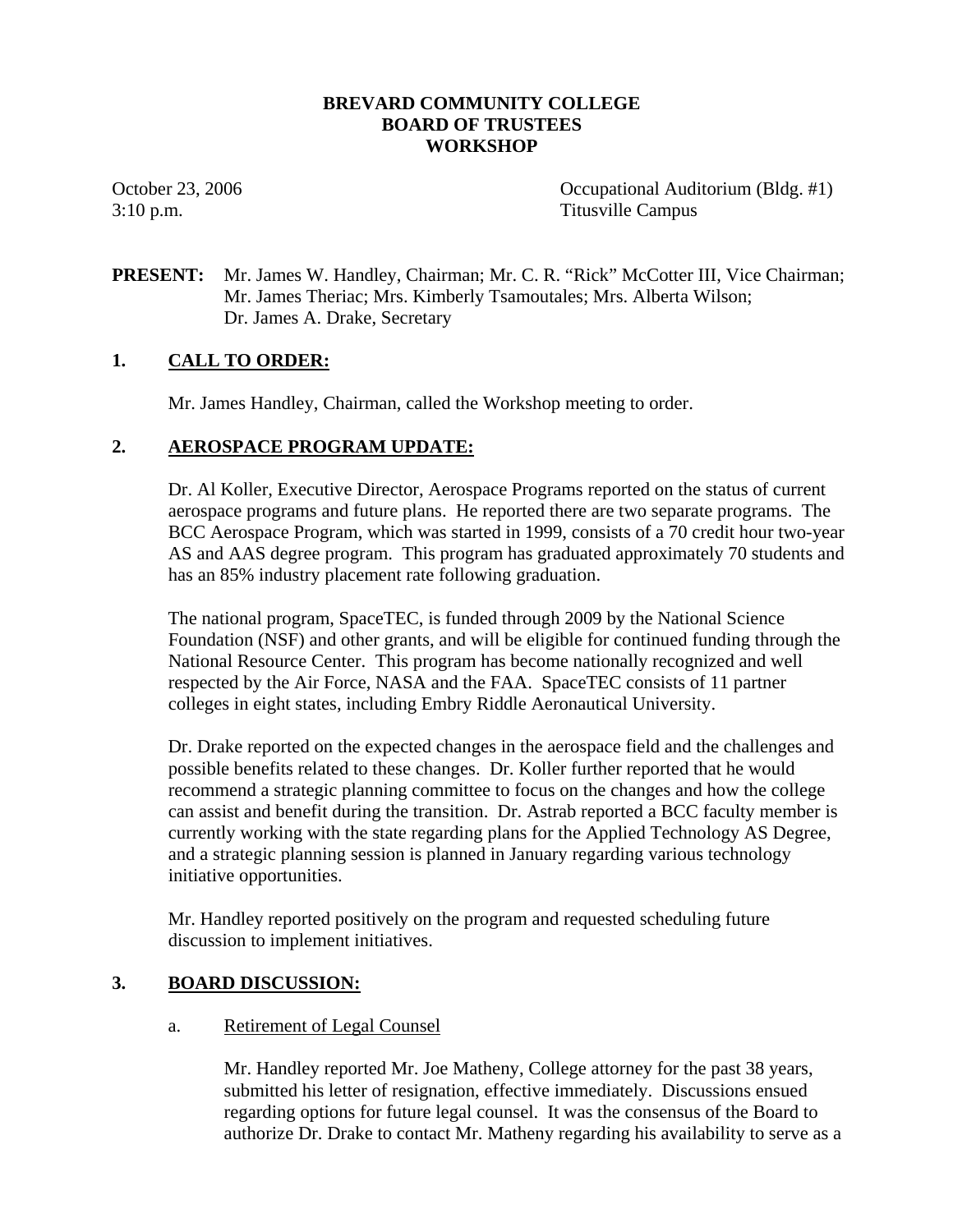# BREVARD COMMUNITY COLLEGE
# BOARD OF TRUSTEES
# WORKSHOP

October 23, 2006 — Occupational Auditorium (Bldg. #1)
3:10 p.m. — Titusville Campus

**PRESENT:** Mr. James W. Handley, Chairman; Mr. C. R. "Rick" McCotter III, Vice Chairman; Mr. James Theriac; Mrs. Kimberly Tsamoutales; Mrs. Alberta Wilson; Dr. James A. Drake, Secretary

## 1. CALL TO ORDER:

Mr. James Handley, Chairman, called the Workshop meeting to order.

## 2. AEROSPACE PROGRAM UPDATE:

Dr. Al Koller, Executive Director, Aerospace Programs reported on the status of current aerospace programs and future plans. He reported there are two separate programs. The BCC Aerospace Program, which was started in 1999, consists of a 70 credit hour two-year AS and AAS degree program. This program has graduated approximately 70 students and has an 85% industry placement rate following graduation.

The national program, SpaceTEC, is funded through 2009 by the National Science Foundation (NSF) and other grants, and will be eligible for continued funding through the National Resource Center. This program has become nationally recognized and well respected by the Air Force, NASA and the FAA. SpaceTEC consists of 11 partner colleges in eight states, including Embry Riddle Aeronautical University.

Dr. Drake reported on the expected changes in the aerospace field and the challenges and possible benefits related to these changes. Dr. Koller further reported that he would recommend a strategic planning committee to focus on the changes and how the college can assist and benefit during the transition. Dr. Astrab reported a BCC faculty member is currently working with the state regarding plans for the Applied Technology AS Degree, and a strategic planning session is planned in January regarding various technology initiative opportunities.

Mr. Handley reported positively on the program and requested scheduling future discussion to implement initiatives.

## 3. BOARD DISCUSSION:

### a. Retirement of Legal Counsel

Mr. Handley reported Mr. Joe Matheny, College attorney for the past 38 years, submitted his letter of resignation, effective immediately. Discussions ensued regarding options for future legal counsel. It was the consensus of the Board to authorize Dr. Drake to contact Mr. Matheny regarding his availability to serve as a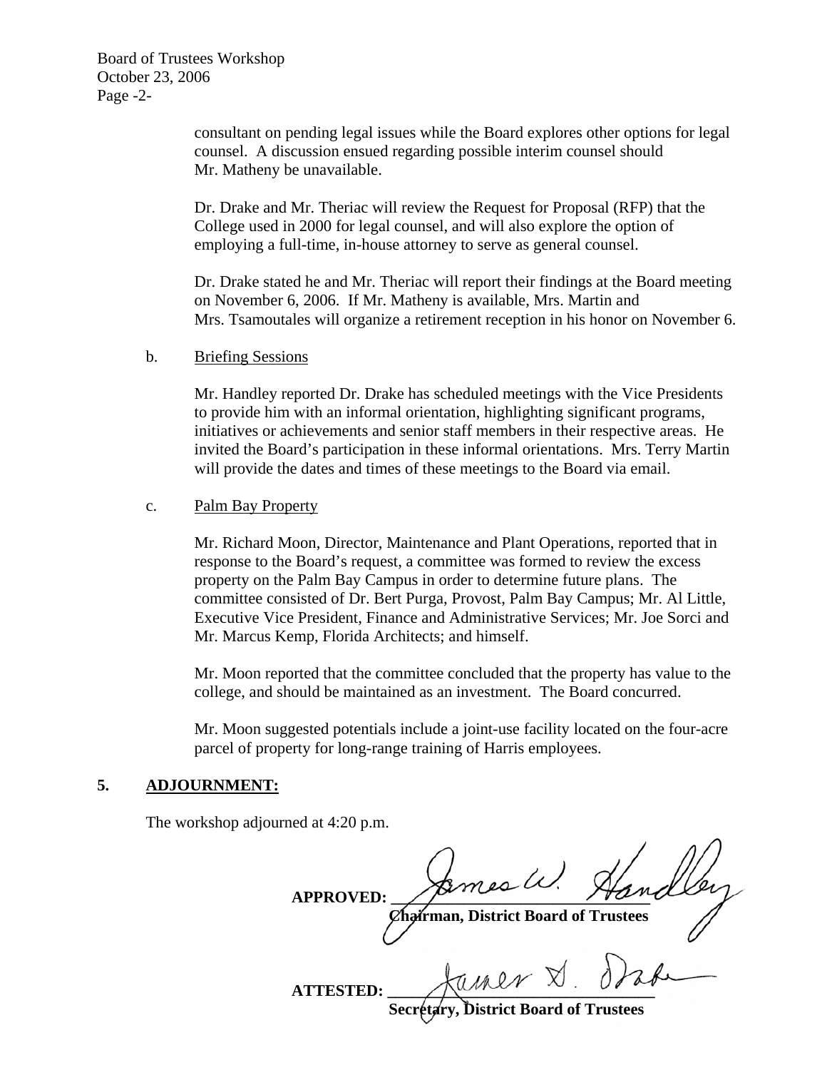consultant on pending legal issues while the Board explores other options for legal counsel. A discussion ensued regarding possible interim counsel should Mr. Matheny be unavailable.

Dr. Drake and Mr. Theriac will review the Request for Proposal (RFP) that the College used in 2000 for legal counsel, and will also explore the option of employing a full-time, in-house attorney to serve as general counsel.

Dr. Drake stated he and Mr. Theriac will report their findings at the Board meeting on November 6, 2006. If Mr. Matheny is available, Mrs. Martin and Mrs. Tsamoutales will organize a retirement reception in his honor on November 6.

b. Briefing Sessions

Mr. Handley reported Dr. Drake has scheduled meetings with the Vice Presidents to provide him with an informal orientation, highlighting significant programs, initiatives or achievements and senior staff members in their respective areas. He invited the Board's participation in these informal orientations. Mrs. Terry Martin will provide the dates and times of these meetings to the Board via email.

c. Palm Bay Property

Mr. Richard Moon, Director, Maintenance and Plant Operations, reported that in response to the Board's request, a committee was formed to review the excess property on the Palm Bay Campus in order to determine future plans. The committee consisted of Dr. Bert Purga, Provost, Palm Bay Campus; Mr. Al Little, Executive Vice President, Finance and Administrative Services; Mr. Joe Sorci and Mr. Marcus Kemp, Florida Architects; and himself.

Mr. Moon reported that the committee concluded that the property has value to the college, and should be maintained as an investment. The Board concurred.

Mr. Moon suggested potentials include a joint-use facility located on the four-acre parcel of property for long-range training of Harris employees.

## 5. ADJOURNMENT:

The workshop adjourned at 4:20 p.m.

**APPROVED:** James W. Handley
**Chairman, District Board of Trustees**

**ATTESTED:** James D. Drake
**Secretary, District Board of Trustees**